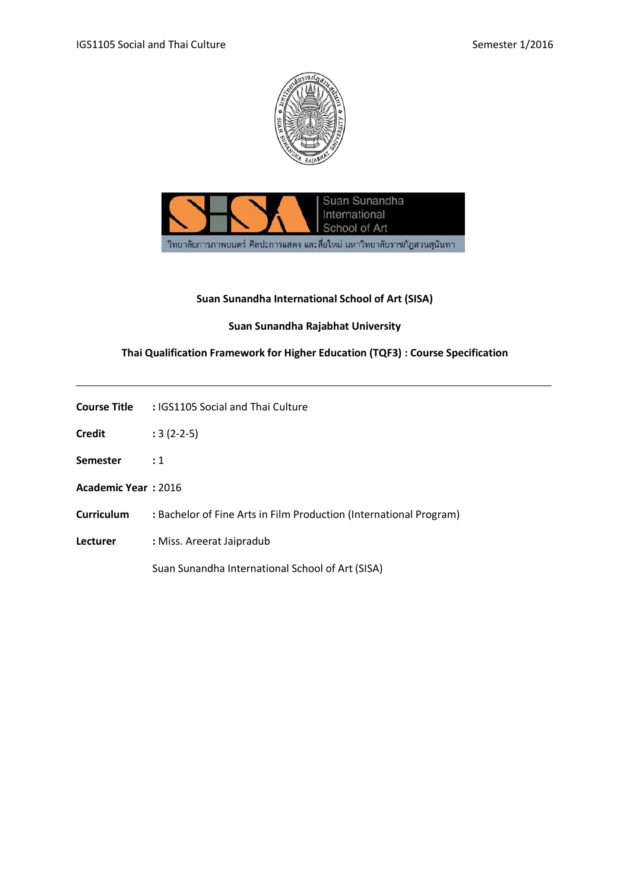Suan Sunandha International School of Art

วิทยาลัยการภาพยนตร์ ศิลปะการแสดง และสื่อใหม่ มหาวิทยาลัยราชภัฏสวนสุนันทา

**Suan Sunandha International School of Art (SISA)**

**Suan Sunandha Rajabhat University**

**Thai Qualification Framework for Higher Education (TQF3) : Course Specification**

---

**Course Title** : IGS1105 Social and Thai Culture

**Credit** : 3 (2-2-5)

**Semester** : 1

**Academic Year** : 2016

**Curriculum** : Bachelor of Fine Arts in Film Production (International Program)

**Lecturer** : Miss. Areerat Jaipradub

Suan Sunandha International School of Art (SISA)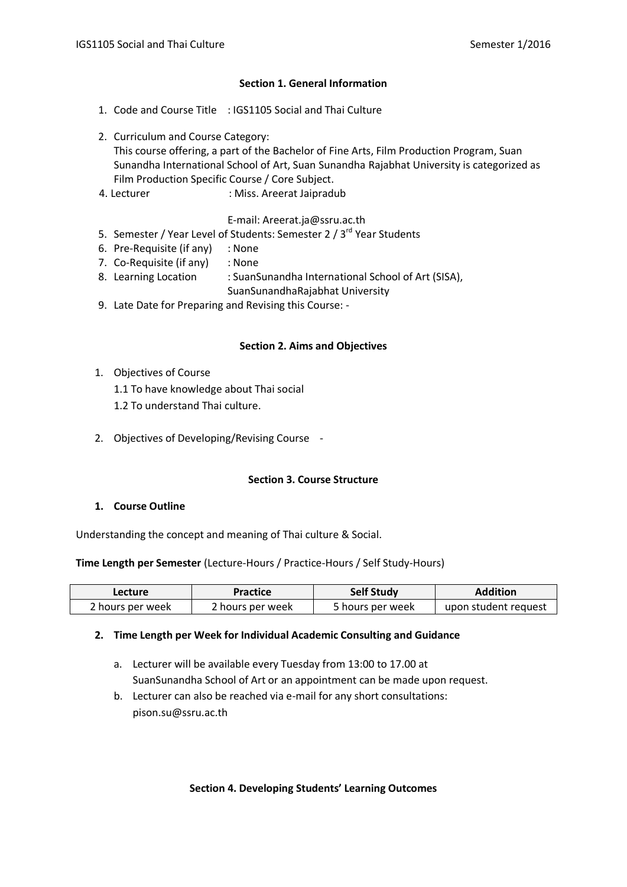## Section 1. General Information

1. Code and Course Title : IGS1105 Social and Thai Culture

2. Curriculum and Course Category:
   This course offering, a part of the Bachelor of Fine Arts, Film Production Program, Suan Sunandha International School of Art, Suan Sunandha Rajabhat University is categorized as Film Production Specific Course / Core Subject.

4. Lecturer : Miss. Areerat Jaipradub

   E-mail: Areerat.ja@ssru.ac.th

5. Semester / Year Level of Students: Semester 2 / 3rd Year Students
6. Pre-Requisite (if any) : None
7. Co-Requisite (if any) : None
8. Learning Location : SuanSunandha International School of Art (SISA), SuanSunandhaRajabhat University
9. Late Date for Preparing and Revising this Course: -

## Section 2. Aims and Objectives

1. Objectives of Course
   1.1 To have knowledge about Thai social
   1.2 To understand Thai culture.

2. Objectives of Developing/Revising Course -

## Section 3. Course Structure

**1. Course Outline**

Understanding the concept and meaning of Thai culture & Social.

**Time Length per Semester** (Lecture-Hours / Practice-Hours / Self Study-Hours)

| Lecture | Practice | Self Study | Addition |
|---|---|---|---|
| 2 hours per week | 2 hours per week | 5 hours per week | upon student request |

**2. Time Length per Week for Individual Academic Consulting and Guidance**

a. Lecturer will be available every Tuesday from 13:00 to 17.00 at SuanSunandha School of Art or an appointment can be made upon request.
b. Lecturer can also be reached via e-mail for any short consultations: pison.su@ssru.ac.th

## Section 4. Developing Students' Learning Outcomes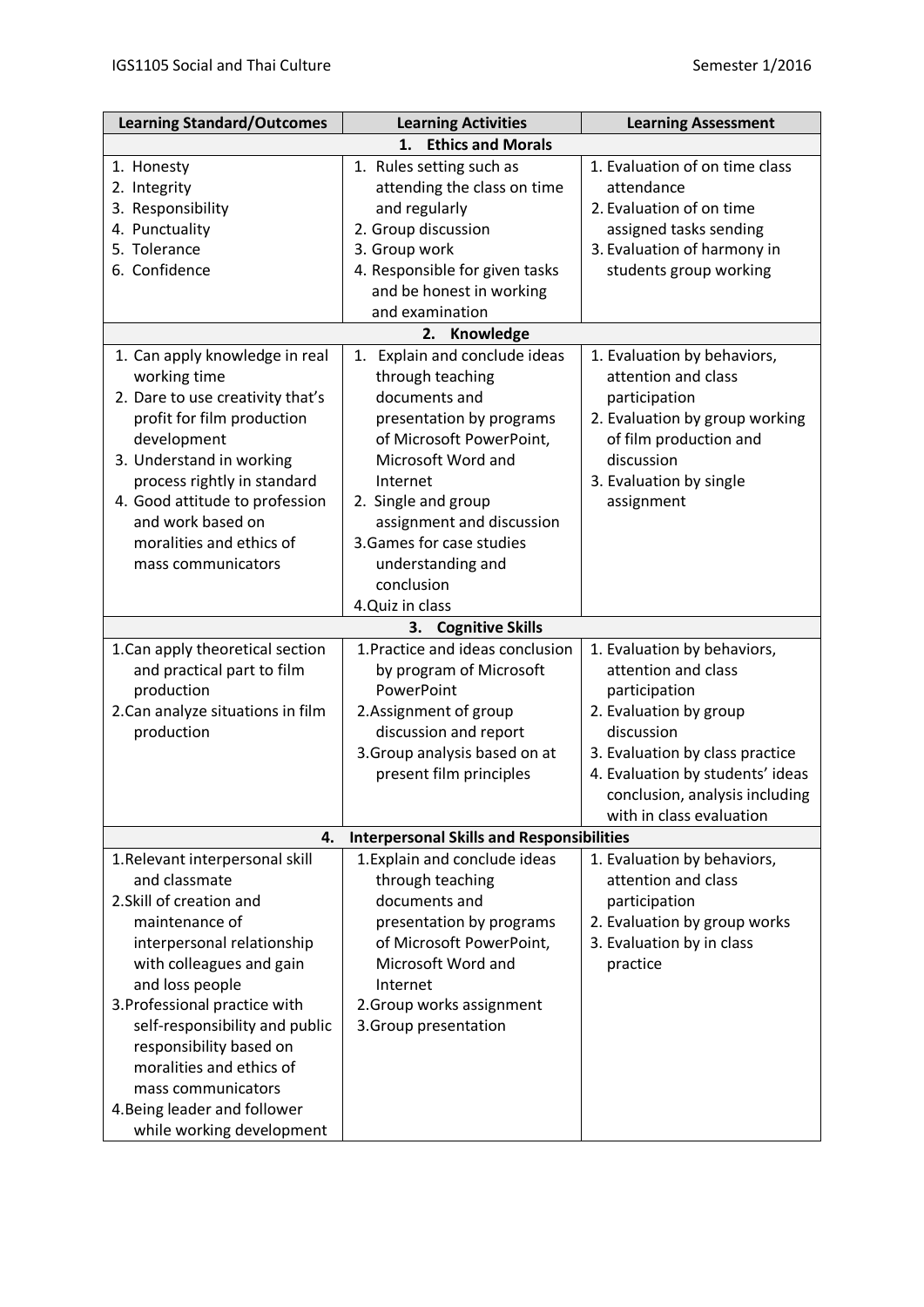| Learning Standard/Outcomes | Learning Activities | Learning Assessment |
|---|---|---|
| **1. Ethics and Morals** | | |
| 1. Honesty<br>2. Integrity<br>3. Responsibility<br>4. Punctuality<br>5. Tolerance<br>6. Confidence | 1. Rules setting such as attending the class on time and regularly<br>2. Group discussion<br>3. Group work<br>4. Responsible for given tasks and be honest in working and examination | 1. Evaluation of on time class attendance<br>2. Evaluation of on time assigned tasks sending<br>3. Evaluation of harmony in students group working |
| **2. Knowledge** | | |
| 1. Can apply knowledge in real working time<br>2. Dare to use creativity that's profit for film production development<br>3. Understand in working process rightly in standard<br>4. Good attitude to profession and work based on moralities and ethics of mass communicators | 1. Explain and conclude ideas through teaching documents and presentation by programs of Microsoft PowerPoint, Microsoft Word and Internet<br>2. Single and group assignment and discussion<br>3.Games for case studies understanding and conclusion<br>4.Quiz in class | 1. Evaluation by behaviors, attention and class participation<br>2. Evaluation by group working of film production and discussion<br>3. Evaluation by single assignment |
| **3. Cognitive Skills** | | |
| 1.Can apply theoretical section and practical part to film production<br>2.Can analyze situations in film production | 1.Practice and ideas conclusion by program of Microsoft PowerPoint<br>2.Assignment of group discussion and report<br>3.Group analysis based on at present film principles | 1. Evaluation by behaviors, attention and class participation<br>2. Evaluation by group discussion<br>3. Evaluation by class practice<br>4. Evaluation by students' ideas conclusion, analysis including with in class evaluation |
| **4. Interpersonal Skills and Responsibilities** | | |
| 1.Relevant interpersonal skill and classmate<br>2.Skill of creation and maintenance of interpersonal relationship with colleagues and gain and loss people<br>3.Professional practice with self-responsibility and public responsibility based on moralities and ethics of mass communicators<br>4.Being leader and follower while working development | 1.Explain and conclude ideas through teaching documents and presentation by programs of Microsoft PowerPoint, Microsoft Word and Internet<br>2.Group works assignment<br>3.Group presentation | 1. Evaluation by behaviors, attention and class participation<br>2. Evaluation by group works<br>3. Evaluation by in class practice |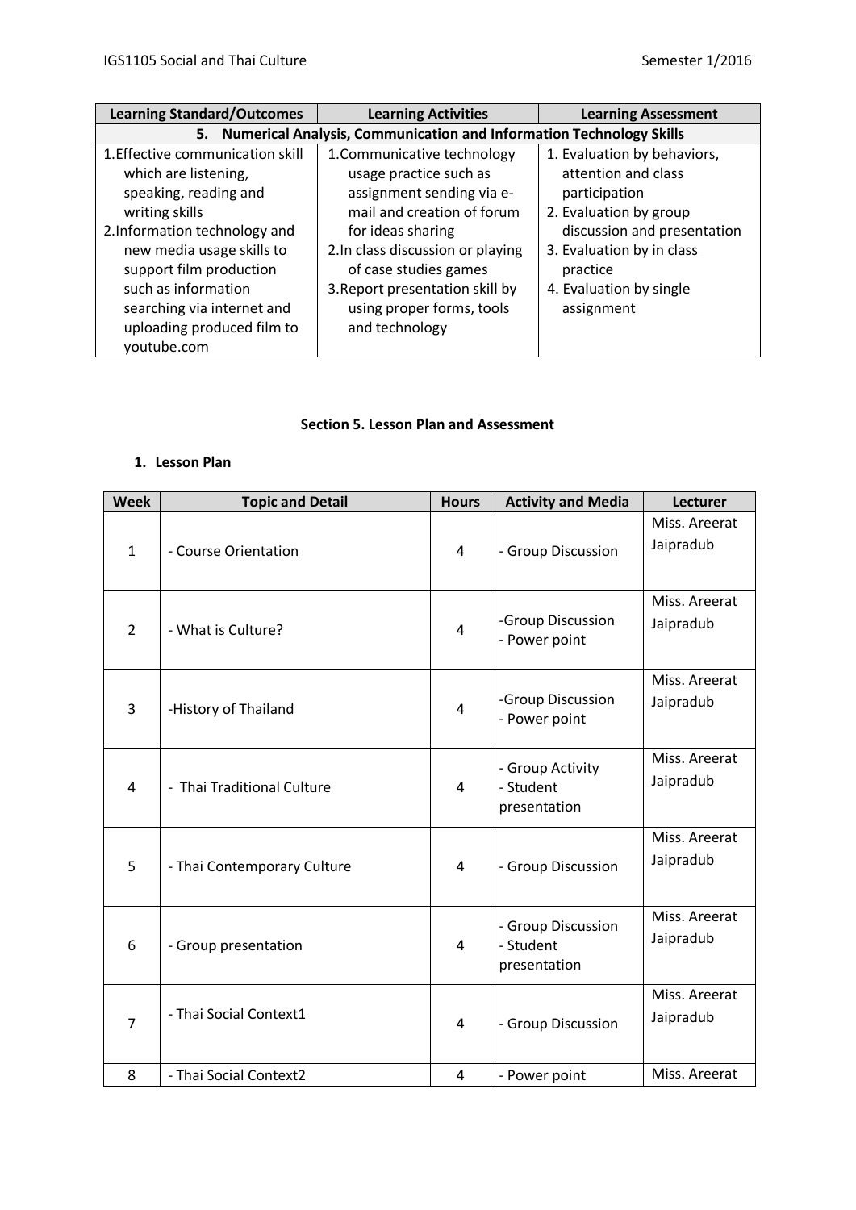| Learning Standard/Outcomes | Learning Activities | Learning Assessment |
|---|---|---|
| **5. Numerical Analysis, Communication and Information Technology Skills** | | |
| 1.Effective communication skill which are listening, speaking, reading and writing skills<br>2.Information technology and new media usage skills to support film production such as information searching via internet and uploading produced film to youtube.com | 1.Communicative technology usage practice such as assignment sending via e-mail and creation of forum for ideas sharing<br>2.In class discussion or playing of case studies games<br>3.Report presentation skill by using proper forms, tools and technology | 1. Evaluation by behaviors, attention and class participation<br>2. Evaluation by group discussion and presentation<br>3. Evaluation by in class practice<br>4. Evaluation by single assignment |

### Section 5. Lesson Plan and Assessment

1. **Lesson Plan**

| Week | Topic and Detail | Hours | Activity and Media | Lecturer |
|---|---|---|---|---|
| 1 | - Course Orientation | 4 | - Group Discussion | Miss. Areerat Jaipradub |
| 2 | - What is Culture? | 4 | -Group Discussion<br>- Power point | Miss. Areerat Jaipradub |
| 3 | -History of Thailand | 4 | -Group Discussion<br>- Power point | Miss. Areerat Jaipradub |
| 4 | - Thai Traditional Culture | 4 | - Group Activity<br>- Student presentation | Miss. Areerat Jaipradub |
| 5 | - Thai Contemporary Culture | 4 | - Group Discussion | Miss. Areerat Jaipradub |
| 6 | - Group presentation | 4 | - Group Discussion<br>- Student presentation | Miss. Areerat Jaipradub |
| 7 | - Thai Social Context1 | 4 | - Group Discussion | Miss. Areerat Jaipradub |
| 8 | - Thai Social Context2 | 4 | - Power point | Miss. Areerat |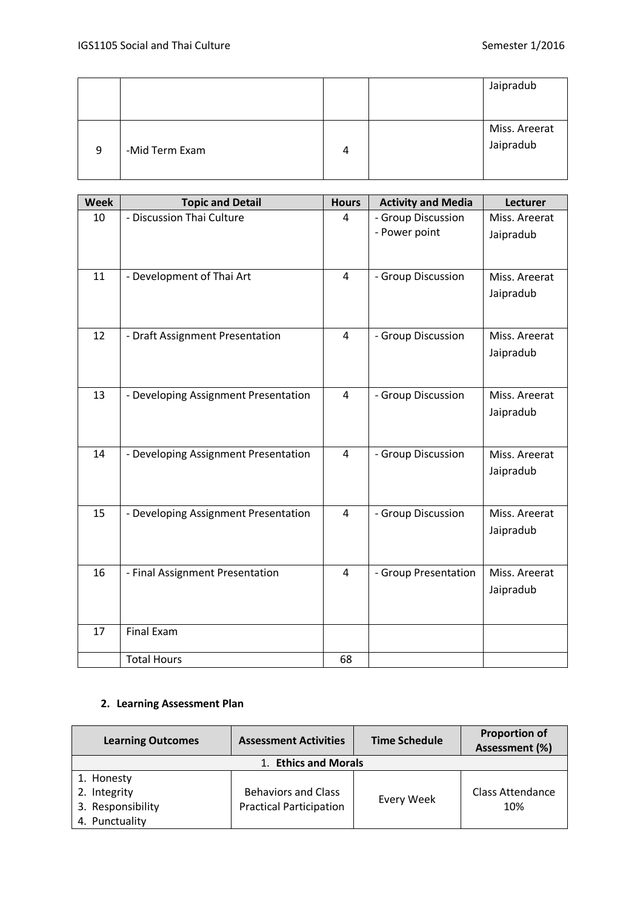|  |  |  |  | Jaipradub |
|---|---|---|---|---|
| 9 | -Mid Term Exam | 4 |  | Miss. Areerat Jaipradub |

| Week | Topic and Detail | Hours | Activity and Media | Lecturer |
|---|---|---|---|---|
| 10 | - Discussion Thai Culture | 4 | - Group Discussion<br>- Power point | Miss. Areerat Jaipradub |
| 11 | - Development of Thai Art | 4 | - Group Discussion | Miss. Areerat Jaipradub |
| 12 | - Draft Assignment Presentation | 4 | - Group Discussion | Miss. Areerat Jaipradub |
| 13 | - Developing Assignment Presentation | 4 | - Group Discussion | Miss. Areerat Jaipradub |
| 14 | - Developing Assignment Presentation | 4 | - Group Discussion | Miss. Areerat Jaipradub |
| 15 | - Developing Assignment Presentation | 4 | - Group Discussion | Miss. Areerat Jaipradub |
| 16 | - Final Assignment Presentation | 4 | - Group Presentation | Miss. Areerat Jaipradub |
| 17 | Final Exam |  |  |  |
|  | Total Hours | 68 |  |  |

## 2. Learning Assessment Plan

| Learning Outcomes | Assessment Activities | Time Schedule | Proportion of Assessment (%) |
|---|---|---|---|
| 1. **Ethics and Morals** |  |  |  |
| 1. Honesty<br>2. Integrity<br>3. Responsibility<br>4. Punctuality | Behaviors and Class Practical Participation | Every Week | Class Attendance 10% |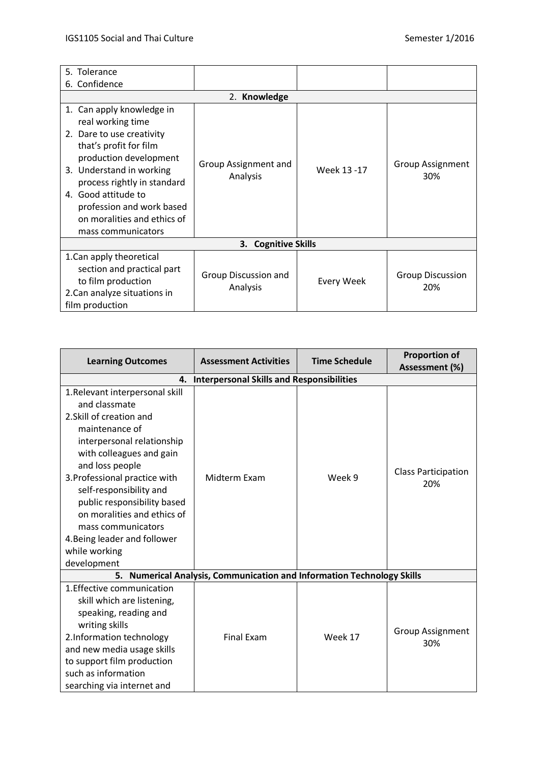| | | | |
|---|---|---|---|
| 5. Tolerance<br>6. Confidence | | | |
| **2. Knowledge** | | | |
| 1. Can apply knowledge in real working time<br>2. Dare to use creativity that's profit for film production development<br>3. Understand in working process rightly in standard<br>4. Good attitude to profession and work based on moralities and ethics of mass communicators | Group Assignment and Analysis | Week 13 -17 | Group Assignment 30% |
| **3. Cognitive Skills** | | | |
| 1. Can apply theoretical section and practical part to film production<br>2. Can analyze situations in film production | Group Discussion and Analysis | Every Week | Group Discussion 20% |

| Learning Outcomes | Assessment Activities | Time Schedule | Proportion of Assessment (%) |
|---|---|---|---|
| **4. Interpersonal Skills and Responsibilities** | | | |
| 1. Relevant interpersonal skill and classmate<br>2. Skill of creation and maintenance of interpersonal relationship with colleagues and gain and loss people<br>3. Professional practice with self-responsibility and public responsibility based on moralities and ethics of mass communicators<br>4. Being leader and follower while working development | Midterm Exam | Week 9 | Class Participation 20% |
| **5. Numerical Analysis, Communication and Information Technology Skills** | | | |
| 1. Effective communication skill which are listening, speaking, reading and writing skills<br>2. Information technology and new media usage skills to support film production such as information searching via internet and | Final Exam | Week 17 | Group Assignment 30% |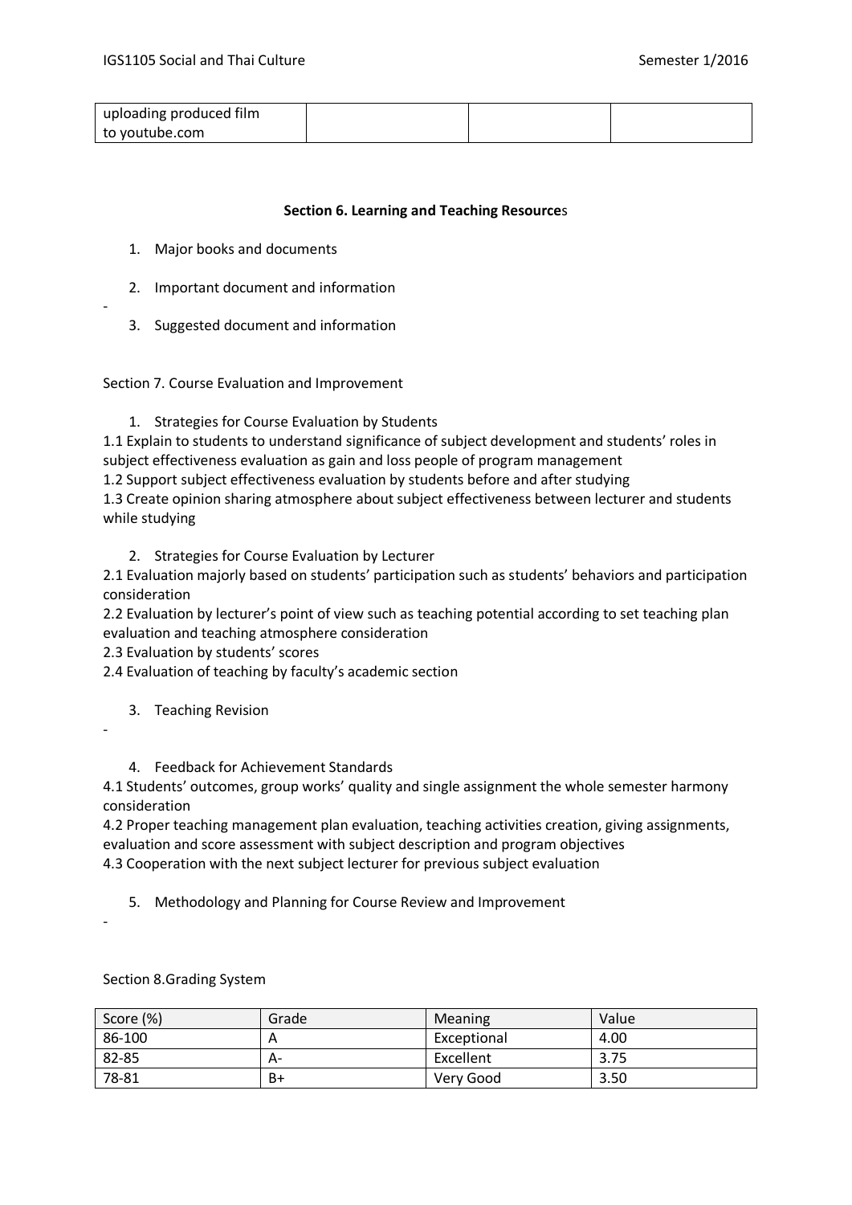| uploading produced film to youtube.com | | | |
|---|---|---|---|

**Section 6. Learning and Teaching Resources**

1. Major books and documents

2. Important document and information

-

3. Suggested document and information

Section 7. Course Evaluation and Improvement

1. Strategies for Course Evaluation by Students

1.1 Explain to students to understand significance of subject development and students' roles in subject effectiveness evaluation as gain and loss people of program management

1.2 Support subject effectiveness evaluation by students before and after studying

1.3 Create opinion sharing atmosphere about subject effectiveness between lecturer and students while studying

2. Strategies for Course Evaluation by Lecturer

2.1 Evaluation majorly based on students' participation such as students' behaviors and participation consideration

2.2 Evaluation by lecturer's point of view such as teaching potential according to set teaching plan evaluation and teaching atmosphere consideration

2.3 Evaluation by students' scores

2.4 Evaluation of teaching by faculty's academic section

3. Teaching Revision

-

4. Feedback for Achievement Standards

4.1 Students' outcomes, group works' quality and single assignment the whole semester harmony consideration

4.2 Proper teaching management plan evaluation, teaching activities creation, giving assignments, evaluation and score assessment with subject description and program objectives

4.3 Cooperation with the next subject lecturer for previous subject evaluation

5. Methodology and Planning for Course Review and Improvement

-

Section 8.Grading System

| Score (%) | Grade | Meaning | Value |
|---|---|---|---|
| 86-100 | A | Exceptional | 4.00 |
| 82-85 | A- | Excellent | 3.75 |
| 78-81 | B+ | Very Good | 3.50 |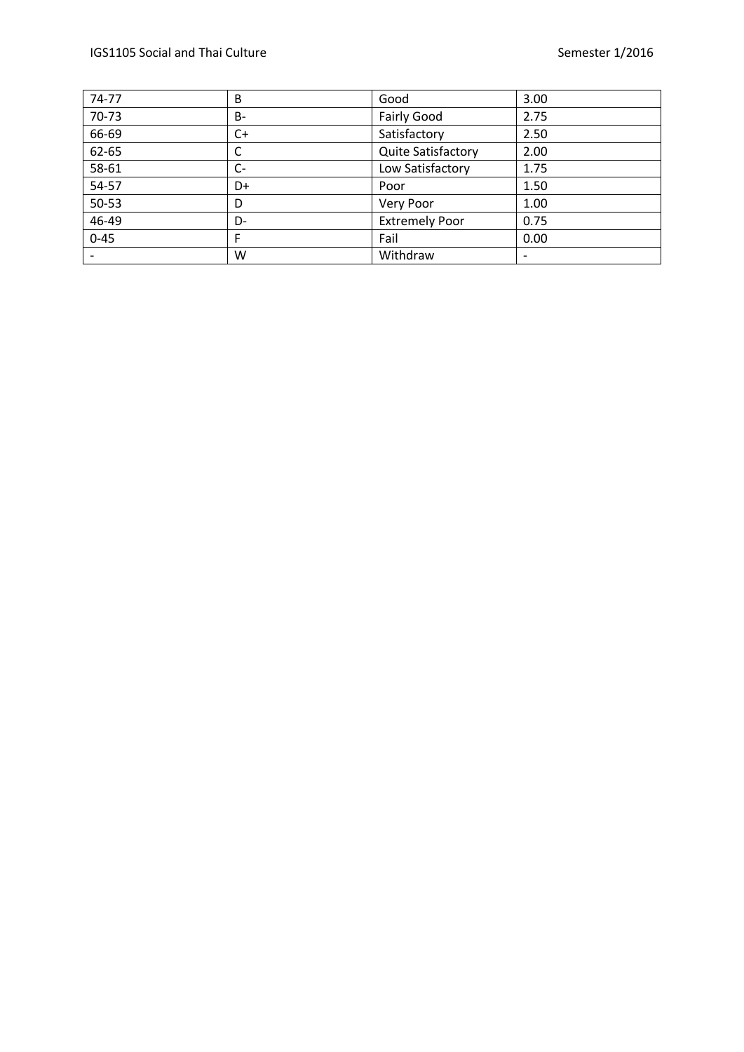| | | | |
|---|---|---|---|
| 74-77 | B | Good | 3.00 |
| 70-73 | B- | Fairly Good | 2.75 |
| 66-69 | C+ | Satisfactory | 2.50 |
| 62-65 | C | Quite Satisfactory | 2.00 |
| 58-61 | C- | Low Satisfactory | 1.75 |
| 54-57 | D+ | Poor | 1.50 |
| 50-53 | D | Very Poor | 1.00 |
| 46-49 | D- | Extremely Poor | 0.75 |
| 0-45 | F | Fail | 0.00 |
| - | W | Withdraw | - |